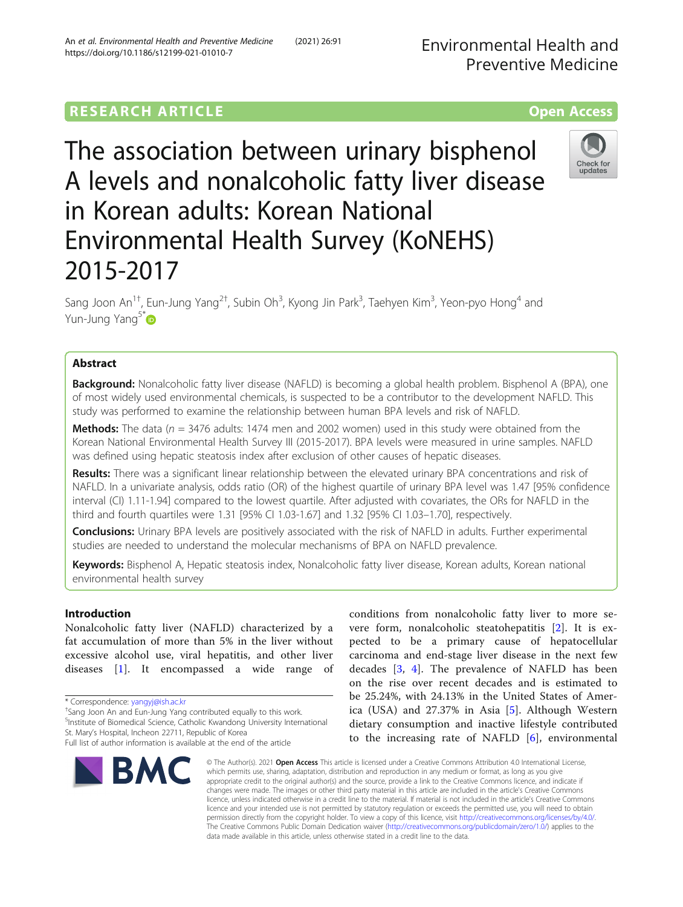RESEARCH ARTICLE

Open Access

# The association between urinary bisphenol A levels and nonalcoholic fatty liver disease in Korean adults: Korean National Environmental Health Survey (KoNEHS) 2015-2017

Sang Joon An[1†], Eun-Jung Yang[2†], Subin Oh[3], Kyong Jin Park[3], Taehyen Kim[3], Yeon-pyo Hong[4] and Yun-Jung Yang[5*]

## Abstract

**Background:** Nonalcoholic fatty liver disease (NAFLD) is becoming a global health problem. Bisphenol A (BPA), one of most widely used environmental chemicals, is suspected to be a contributor to the development NAFLD. This study was performed to examine the relationship between human BPA levels and risk of NAFLD.

**Methods:** The data ($n$ = 3476 adults: 1474 men and 2002 women) used in this study were obtained from the Korean National Environmental Health Survey III (2015-2017). BPA levels were measured in urine samples. NAFLD was defined using hepatic steatosis index after exclusion of other causes of hepatic diseases.

**Results:** There was a significant linear relationship between the elevated urinary BPA concentrations and risk of NAFLD. In a univariate analysis, odds ratio (OR) of the highest quartile of urinary BPA level was 1.47 [95% confidence interval (CI) 1.11-1.94] compared to the lowest quartile. After adjusted with covariates, the ORs for NAFLD in the third and fourth quartiles were 1.31 [95% CI 1.03-1.67] and 1.32 [95% CI 1.03–1.70], respectively.

**Conclusions:** Urinary BPA levels are positively associated with the risk of NAFLD in adults. Further experimental studies are needed to understand the molecular mechanisms of BPA on NAFLD prevalence.

**Keywords:** Bisphenol A, Hepatic steatosis index, Nonalcoholic fatty liver disease, Korean adults, Korean national environmental health survey

## Introduction

Nonalcoholic fatty liver (NAFLD) characterized by a fat accumulation of more than 5% in the liver without excessive alcohol use, viral hepatitis, and other liver diseases [1]. It encompassed a wide range of conditions from nonalcoholic fatty liver to more severe form, nonalcoholic steatohepatitis [2]. It is expected to be a primary cause of hepatocellular carcinoma and end-stage liver disease in the next few decades [3, 4]. The prevalence of NAFLD has been on the rise over recent decades and is estimated to be 25.24%, with 24.13% in the United States of America (USA) and 27.37% in Asia [5]. Although Western dietary consumption and inactive lifestyle contributed to the increasing rate of NAFLD [6], environmental

\* Correspondence: yangyj@ish.ac.kr

†Sang Joon An and Eun-Jung Yang contributed equally to this work.

[5]Institute of Biomedical Science, Catholic Kwandong University International St. Mary's Hospital, Incheon 22711, Republic of Korea

Full list of author information is available at the end of the article

© The Author(s). 2021 **Open Access** This article is licensed under a Creative Commons Attribution 4.0 International License, which permits use, sharing, adaptation, distribution and reproduction in any medium or format, as long as you give appropriate credit to the original author(s) and the source, provide a link to the Creative Commons licence, and indicate if changes were made. The images or other third party material in this article are included in the article's Creative Commons licence, unless indicated otherwise in a credit line to the material. If material is not included in the article's Creative Commons licence and your intended use is not permitted by statutory regulation or exceeds the permitted use, you will need to obtain permission directly from the copyright holder. To view a copy of this licence, visit http://creativecommons.org/licenses/by/4.0/. The Creative Commons Public Domain Dedication waiver (http://creativecommons.org/publicdomain/zero/1.0/) applies to the data made available in this article, unless otherwise stated in a credit line to the data.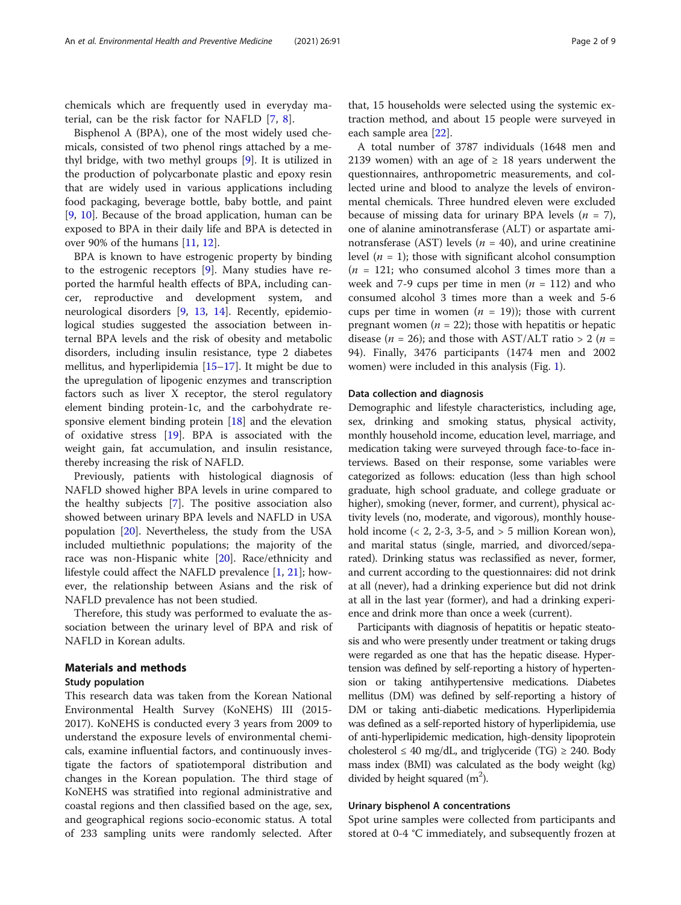chemicals which are frequently used in everyday material, can be the risk factor for NAFLD [7, 8].

Bisphenol A (BPA), one of the most widely used chemicals, consisted of two phenol rings attached by a methyl bridge, with two methyl groups [9]. It is utilized in the production of polycarbonate plastic and epoxy resin that are widely used in various applications including food packaging, beverage bottle, baby bottle, and paint [9, 10]. Because of the broad application, human can be exposed to BPA in their daily life and BPA is detected in over 90% of the humans [11, 12].

BPA is known to have estrogenic property by binding to the estrogenic receptors [9]. Many studies have reported the harmful health effects of BPA, including cancer, reproductive and development system, and neurological disorders [9, 13, 14]. Recently, epidemiological studies suggested the association between internal BPA levels and the risk of obesity and metabolic disorders, including insulin resistance, type 2 diabetes mellitus, and hyperlipidemia [15–17]. It might be due to the upregulation of lipogenic enzymes and transcription factors such as liver X receptor, the sterol regulatory element binding protein-1c, and the carbohydrate responsive element binding protein [18] and the elevation of oxidative stress [19]. BPA is associated with the weight gain, fat accumulation, and insulin resistance, thereby increasing the risk of NAFLD.

Previously, patients with histological diagnosis of NAFLD showed higher BPA levels in urine compared to the healthy subjects [7]. The positive association also showed between urinary BPA levels and NAFLD in USA population [20]. Nevertheless, the study from the USA included multiethnic populations; the majority of the race was non-Hispanic white [20]. Race/ethnicity and lifestyle could affect the NAFLD prevalence [1, 21]; however, the relationship between Asians and the risk of NAFLD prevalence has not been studied.

Therefore, this study was performed to evaluate the association between the urinary level of BPA and risk of NAFLD in Korean adults.

## Materials and methods

### Study population

This research data was taken from the Korean National Environmental Health Survey (KoNEHS) III (2015-2017). KoNEHS is conducted every 3 years from 2009 to understand the exposure levels of environmental chemicals, examine influential factors, and continuously investigate the factors of spatiotemporal distribution and changes in the Korean population. The third stage of KoNEHS was stratified into regional administrative and coastal regions and then classified based on the age, sex, and geographical regions socio-economic status. A total of 233 sampling units were randomly selected. After that, 15 households were selected using the systemic extraction method, and about 15 people were surveyed in each sample area [22].

A total number of 3787 individuals (1648 men and 2139 women) with an age of ≥ 18 years underwent the questionnaires, anthropometric measurements, and collected urine and blood to analyze the levels of environmental chemicals. Three hundred eleven were excluded because of missing data for urinary BPA levels ($n$ = 7), one of alanine aminotransferase (ALT) or aspartate aminotransferase (AST) levels ($n$ = 40), and urine creatinine level ($n$ = 1); those with significant alcohol consumption ($n$ = 121; who consumed alcohol 3 times more than a week and 7-9 cups per time in men ($n$ = 112) and who consumed alcohol 3 times more than a week and 5-6 cups per time in women ($n$ = 19)); those with current pregnant women ($n$ = 22); those with hepatitis or hepatic disease ($n$ = 26); and those with AST/ALT ratio > 2 ($n$ = 94). Finally, 3476 participants (1474 men and 2002 women) were included in this analysis (Fig. 1).

### Data collection and diagnosis

Demographic and lifestyle characteristics, including age, sex, drinking and smoking status, physical activity, monthly household income, education level, marriage, and medication taking were surveyed through face-to-face interviews. Based on their response, some variables were categorized as follows: education (less than high school graduate, high school graduate, and college graduate or higher), smoking (never, former, and current), physical activity levels (no, moderate, and vigorous), monthly household income (< 2, 2-3, 3-5, and > 5 million Korean won), and marital status (single, married, and divorced/separated). Drinking status was reclassified as never, former, and current according to the questionnaires: did not drink at all (never), had a drinking experience but did not drink at all in the last year (former), and had a drinking experience and drink more than once a week (current).

Participants with diagnosis of hepatitis or hepatic steatosis and who were presently under treatment or taking drugs were regarded as one that has the hepatic disease. Hypertension was defined by self-reporting a history of hypertension or taking antihypertensive medications. Diabetes mellitus (DM) was defined by self-reporting a history of DM or taking anti-diabetic medications. Hyperlipidemia was defined as a self-reported history of hyperlipidemia, use of anti-hyperlipidemic medication, high-density lipoprotein cholesterol ≤ 40 mg/dL, and triglyceride (TG) ≥ 240. Body mass index (BMI) was calculated as the body weight (kg) divided by height squared ($m^2$).

### Urinary bisphenol A concentrations

Spot urine samples were collected from participants and stored at 0-4 °C immediately, and subsequently frozen at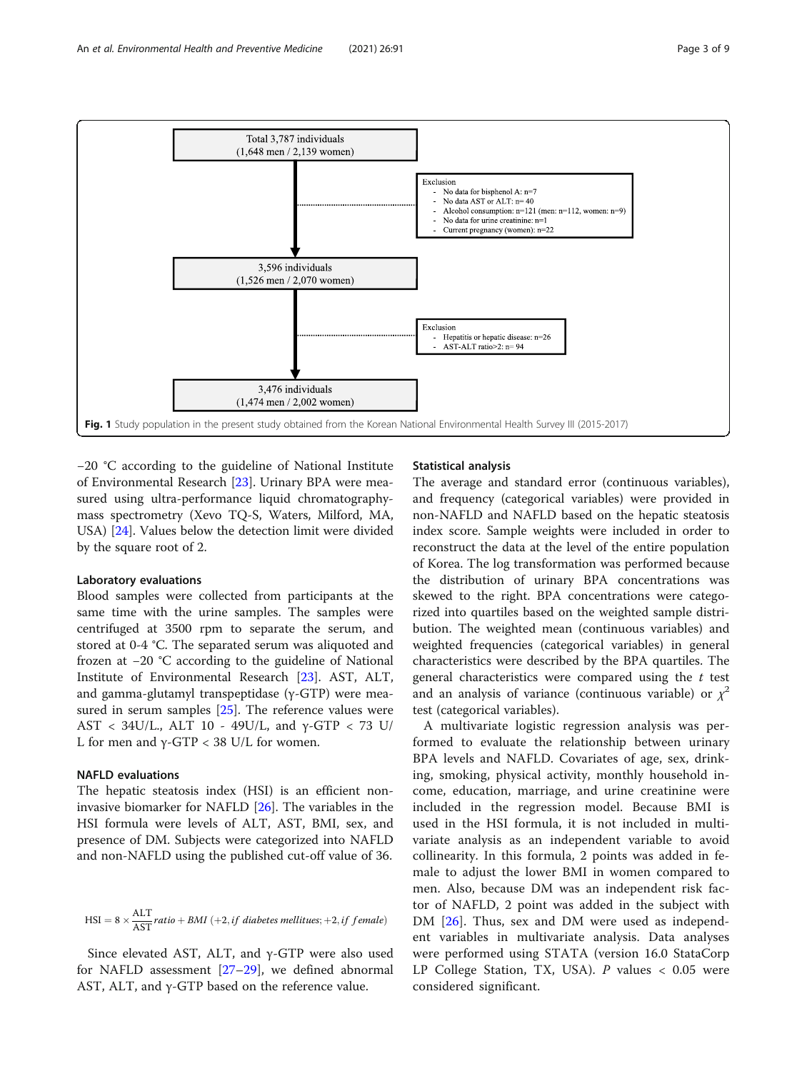Total 3,787 individuals
(1,648 men / 2,139 women)

Exclusion
- No data for bisphenol A: n=7
- No data AST or ALT: n= 40
- Alcohol consumption: n=121 (men: n=112, women: n=9)
- No data for urine creatinine: n=1
- Current pregnancy (women): n=22

3,596 individuals
(1,526 men / 2,070 women)

Exclusion
- Hepatitis or hepatic disease: n=26
- AST-ALT ratio>2: n= 94

3,476 individuals
(1,474 men / 2,002 women)

**Fig. 1** Study population in the present study obtained from the Korean National Environmental Health Survey III (2015-2017)

−20 °C according to the guideline of National Institute of Environmental Research [23]. Urinary BPA were measured using ultra-performance liquid chromatography-mass spectrometry (Xevo TQ-S, Waters, Milford, MA, USA) [24]. Values below the detection limit were divided by the square root of 2.

### Laboratory evaluations

Blood samples were collected from participants at the same time with the urine samples. The samples were centrifuged at 3500 rpm to separate the serum, and stored at 0-4 °C. The separated serum was aliquoted and frozen at −20 °C according to the guideline of National Institute of Environmental Research [23]. AST, ALT, and gamma-glutamyl transpeptidase (γ-GTP) were measured in serum samples [25]. The reference values were AST < 34U/L., ALT 10 - 49U/L, and γ-GTP < 73 U/L for men and γ-GTP < 38 U/L for women.

### NAFLD evaluations

The hepatic steatosis index (HSI) is an efficient non-invasive biomarker for NAFLD [26]. The variables in the HSI formula were levels of ALT, AST, BMI, sex, and presence of DM. Subjects were categorized into NAFLD and non-NAFLD using the published cut-off value of 36.

$$\mathrm{HSI} = 8 \times \frac{\mathrm{ALT}}{\mathrm{AST}} ratio + BMI\ (+2, if\ diabetes\ mellitues; +2, if\ female)$$

Since elevated AST, ALT, and γ-GTP were also used for NAFLD assessment [27–29], we defined abnormal AST, ALT, and γ-GTP based on the reference value.

### Statistical analysis

The average and standard error (continuous variables), and frequency (categorical variables) were provided in non-NAFLD and NAFLD based on the hepatic steatosis index score. Sample weights were included in order to reconstruct the data at the level of the entire population of Korea. The log transformation was performed because the distribution of urinary BPA concentrations was skewed to the right. BPA concentrations were categorized into quartiles based on the weighted sample distribution. The weighted mean (continuous variables) and weighted frequencies (categorical variables) in general characteristics were described by the BPA quartiles. The general characteristics were compared using the *t* test and an analysis of variance (continuous variable) or $\chi^2$ test (categorical variables).

A multivariate logistic regression analysis was performed to evaluate the relationship between urinary BPA levels and NAFLD. Covariates of age, sex, drinking, smoking, physical activity, monthly household income, education, marriage, and urine creatinine were included in the regression model. Because BMI is used in the HSI formula, it is not included in multivariate analysis as an independent variable to avoid collinearity. In this formula, 2 points was added in female to adjust the lower BMI in women compared to men. Also, because DM was an independent risk factor of NAFLD, 2 point was added in the subject with DM [26]. Thus, sex and DM were used as independent variables in multivariate analysis. Data analyses were performed using STATA (version 16.0 StataCorp LP College Station, TX, USA). *P* values < 0.05 were considered significant.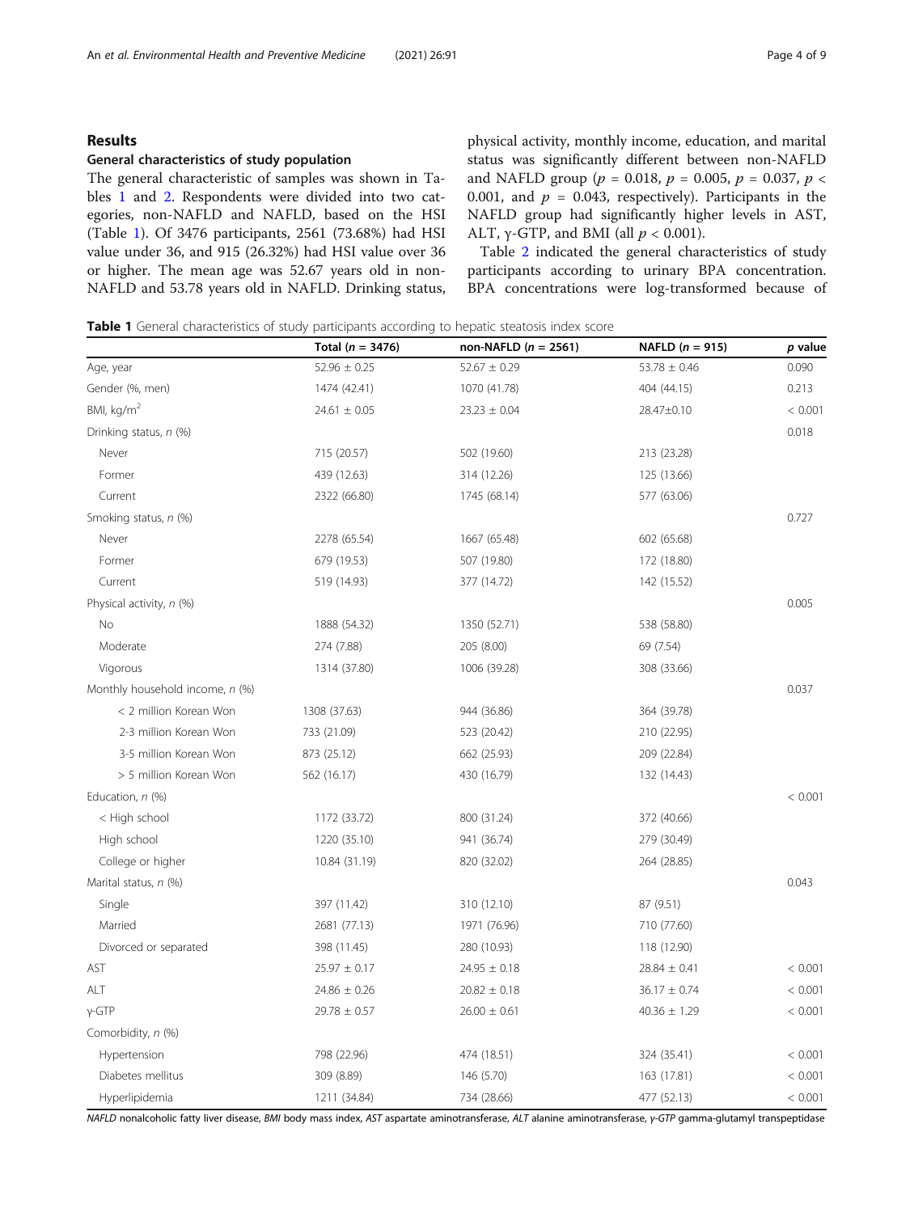## Results

### General characteristics of study population

The general characteristic of samples was shown in Tables 1 and 2. Respondents were divided into two categories, non-NAFLD and NAFLD, based on the HSI (Table 1). Of 3476 participants, 2561 (73.68%) had HSI value under 36, and 915 (26.32%) had HSI value over 36 or higher. The mean age was 52.67 years old in non-NAFLD and 53.78 years old in NAFLD. Drinking status, physical activity, monthly income, education, and marital status was significantly different between non-NAFLD and NAFLD group ($p = 0.018$, $p = 0.005$, $p = 0.037$, $p < 0.001$, and $p = 0.043$, respectively). Participants in the NAFLD group had significantly higher levels in AST, ALT, γ-GTP, and BMI (all $p < 0.001$).

Table 2 indicated the general characteristics of study participants according to urinary BPA concentration. BPA concentrations were log-transformed because of

**Table 1** General characteristics of study participants according to hepatic steatosis index score

| | Total ($n$ = 3476) | non-NAFLD ($n$ = 2561) | NAFLD ($n$ = 915) | $p$ value |
|---|---|---|---|---|
| Age, year | 52.96 ± 0.25 | 52.67 ± 0.29 | 53.78 ± 0.46 | 0.090 |
| Gender (%, men) | 1474 (42.41) | 1070 (41.78) | 404 (44.15) | 0.213 |
| BMI, kg/m$^2$ | 24.61 ± 0.05 | 23.23 ± 0.04 | 28.47±0.10 | < 0.001 |
| Drinking status, $n$ (%) | | | | 0.018 |
| Never | 715 (20.57) | 502 (19.60) | 213 (23.28) | |
| Former | 439 (12.63) | 314 (12.26) | 125 (13.66) | |
| Current | 2322 (66.80) | 1745 (68.14) | 577 (63.06) | |
| Smoking status, $n$ (%) | | | | 0.727 |
| Never | 2278 (65.54) | 1667 (65.48) | 602 (65.68) | |
| Former | 679 (19.53) | 507 (19.80) | 172 (18.80) | |
| Current | 519 (14.93) | 377 (14.72) | 142 (15.52) | |
| Physical activity, $n$ (%) | | | | 0.005 |
| No | 1888 (54.32) | 1350 (52.71) | 538 (58.80) | |
| Moderate | 274 (7.88) | 205 (8.00) | 69 (7.54) | |
| Vigorous | 1314 (37.80) | 1006 (39.28) | 308 (33.66) | |
| Monthly household income, $n$ (%) | | | | 0.037 |
| < 2 million Korean Won | 1308 (37.63) | 944 (36.86) | 364 (39.78) | |
| 2-3 million Korean Won | 733 (21.09) | 523 (20.42) | 210 (22.95) | |
| 3-5 million Korean Won | 873 (25.12) | 662 (25.93) | 209 (22.84) | |
| > 5 million Korean Won | 562 (16.17) | 430 (16.79) | 132 (14.43) | |
| Education, $n$ (%) | | | | < 0.001 |
| < High school | 1172 (33.72) | 800 (31.24) | 372 (40.66) | |
| High school | 1220 (35.10) | 941 (36.74) | 279 (30.49) | |
| College or higher | 10.84 (31.19) | 820 (32.02) | 264 (28.85) | |
| Marital status, $n$ (%) | | | | 0.043 |
| Single | 397 (11.42) | 310 (12.10) | 87 (9.51) | |
| Married | 2681 (77.13) | 1971 (76.96) | 710 (77.60) | |
| Divorced or separated | 398 (11.45) | 280 (10.93) | 118 (12.90) | |
| AST | 25.97 ± 0.17 | 24.95 ± 0.18 | 28.84 ± 0.41 | < 0.001 |
| ALT | 24.86 ± 0.26 | 20.82 ± 0.18 | 36.17 ± 0.74 | < 0.001 |
| γ-GTP | 29.78 ± 0.57 | 26.00 ± 0.61 | 40.36 ± 1.29 | < 0.001 |
| Comorbidity, $n$ (%) | | | | |
| Hypertension | 798 (22.96) | 474 (18.51) | 324 (35.41) | < 0.001 |
| Diabetes mellitus | 309 (8.89) | 146 (5.70) | 163 (17.81) | < 0.001 |
| Hyperlipidemia | 1211 (34.84) | 734 (28.66) | 477 (52.13) | < 0.001 |

*NAFLD* nonalcoholic fatty liver disease, *BMI* body mass index, *AST* aspartate aminotransferase, *ALT* alanine aminotransferase, *γ-GTP* gamma-glutamyl transpeptidase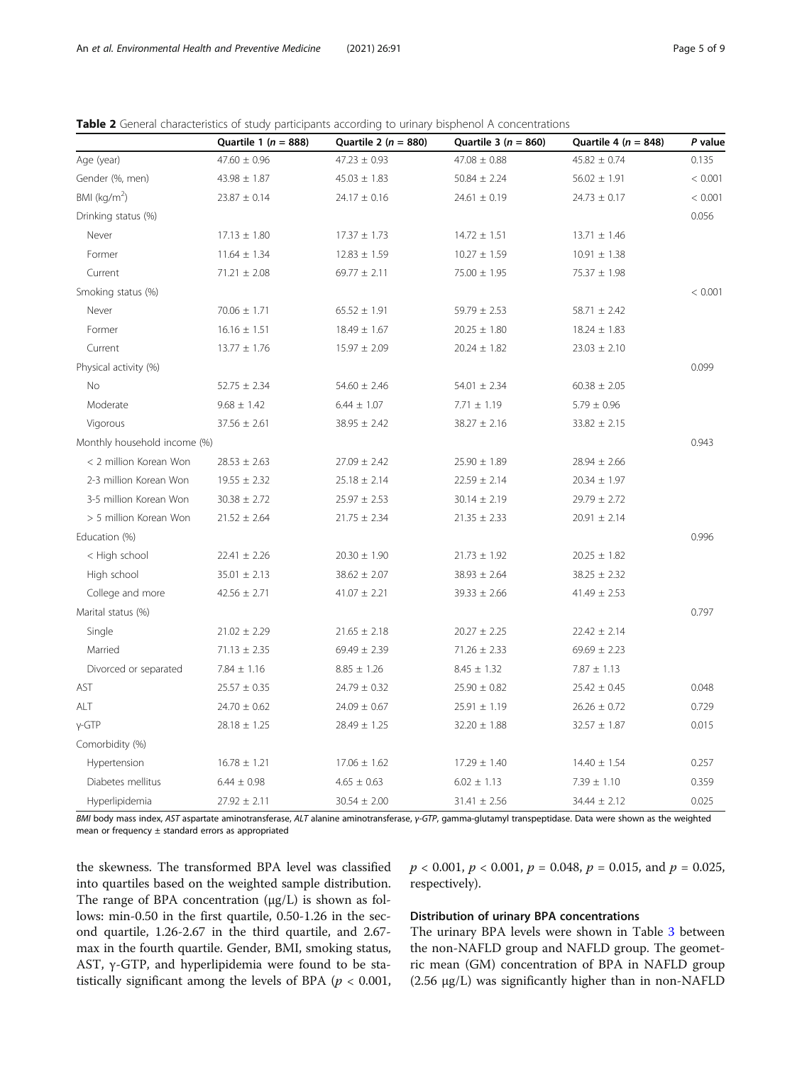**Table 2** General characteristics of study participants according to urinary bisphenol A concentrations

| | Quartile 1 ($n$ = 888) | Quartile 2 ($n$ = 880) | Quartile 3 ($n$ = 860) | Quartile 4 ($n$ = 848) | $P$ value |
|---|---|---|---|---|---|
| Age (year) | 47.60 ± 0.96 | 47.23 ± 0.93 | 47.08 ± 0.88 | 45.82 ± 0.74 | 0.135 |
| Gender (%, men) | 43.98 ± 1.87 | 45.03 ± 1.83 | 50.84 ± 2.24 | 56.02 ± 1.91 | < 0.001 |
| BMI (kg/m$^2$) | 23.87 ± 0.14 | 24.17 ± 0.16 | 24.61 ± 0.19 | 24.73 ± 0.17 | < 0.001 |
| Drinking status (%) | | | | | 0.056 |
| Never | 17.13 ± 1.80 | 17.37 ± 1.73 | 14.72 ± 1.51 | 13.71 ± 1.46 | |
| Former | 11.64 ± 1.34 | 12.83 ± 1.59 | 10.27 ± 1.59 | 10.91 ± 1.38 | |
| Current | 71.21 ± 2.08 | 69.77 ± 2.11 | 75.00 ± 1.95 | 75.37 ± 1.98 | |
| Smoking status (%) | | | | | < 0.001 |
| Never | 70.06 ± 1.71 | 65.52 ± 1.91 | 59.79 ± 2.53 | 58.71 ± 2.42 | |
| Former | 16.16 ± 1.51 | 18.49 ± 1.67 | 20.25 ± 1.80 | 18.24 ± 1.83 | |
| Current | 13.77 ± 1.76 | 15.97 ± 2.09 | 20.24 ± 1.82 | 23.03 ± 2.10 | |
| Physical activity (%) | | | | | 0.099 |
| No | 52.75 ± 2.34 | 54.60 ± 2.46 | 54.01 ± 2.34 | 60.38 ± 2.05 | |
| Moderate | 9.68 ± 1.42 | 6.44 ± 1.07 | 7.71 ± 1.19 | 5.79 ± 0.96 | |
| Vigorous | 37.56 ± 2.61 | 38.95 ± 2.42 | 38.27 ± 2.16 | 33.82 ± 2.15 | |
| Monthly household income (%) | | | | | 0.943 |
| < 2 million Korean Won | 28.53 ± 2.63 | 27.09 ± 2.42 | 25.90 ± 1.89 | 28.94 ± 2.66 | |
| 2-3 million Korean Won | 19.55 ± 2.32 | 25.18 ± 2.14 | 22.59 ± 2.14 | 20.34 ± 1.97 | |
| 3-5 million Korean Won | 30.38 ± 2.72 | 25.97 ± 2.53 | 30.14 ± 2.19 | 29.79 ± 2.72 | |
| > 5 million Korean Won | 21.52 ± 2.64 | 21.75 ± 2.34 | 21.35 ± 2.33 | 20.91 ± 2.14 | |
| Education (%) | | | | | 0.996 |
| < High school | 22.41 ± 2.26 | 20.30 ± 1.90 | 21.73 ± 1.92 | 20.25 ± 1.82 | |
| High school | 35.01 ± 2.13 | 38.62 ± 2.07 | 38.93 ± 2.64 | 38.25 ± 2.32 | |
| College and more | 42.56 ± 2.71 | 41.07 ± 2.21 | 39.33 ± 2.66 | 41.49 ± 2.53 | |
| Marital status (%) | | | | | 0.797 |
| Single | 21.02 ± 2.29 | 21.65 ± 2.18 | 20.27 ± 2.25 | 22.42 ± 2.14 | |
| Married | 71.13 ± 2.35 | 69.49 ± 2.39 | 71.26 ± 2.33 | 69.69 ± 2.23 | |
| Divorced or separated | 7.84 ± 1.16 | 8.85 ± 1.26 | 8.45 ± 1.32 | 7.87 ± 1.13 | |
| AST | 25.57 ± 0.35 | 24.79 ± 0.32 | 25.90 ± 0.82 | 25.42 ± 0.45 | 0.048 |
| ALT | 24.70 ± 0.62 | 24.09 ± 0.67 | 25.91 ± 1.19 | 26.26 ± 0.72 | 0.729 |
| γ-GTP | 28.18 ± 1.25 | 28.49 ± 1.25 | 32.20 ± 1.88 | 32.57 ± 1.87 | 0.015 |
| Comorbidity (%) | | | | | |
| Hypertension | 16.78 ± 1.21 | 17.06 ± 1.62 | 17.29 ± 1.40 | 14.40 ± 1.54 | 0.257 |
| Diabetes mellitus | 6.44 ± 0.98 | 4.65 ± 0.63 | 6.02 ± 1.13 | 7.39 ± 1.10 | 0.359 |
| Hyperlipidemia | 27.92 ± 2.11 | 30.54 ± 2.00 | 31.41 ± 2.56 | 34.44 ± 2.12 | 0.025 |

*BMI* body mass index, *AST* aspartate aminotransferase, *ALT* alanine aminotransferase, *γ-GTP*, gamma-glutamyl transpeptidase. Data were shown as the weighted mean or frequency ± standard errors as appropriated

the skewness. The transformed BPA level was classified into quartiles based on the weighted sample distribution. The range of BPA concentration (μg/L) is shown as follows: min-0.50 in the first quartile, 0.50-1.26 in the second quartile, 1.26-2.67 in the third quartile, and 2.67-max in the fourth quartile. Gender, BMI, smoking status, AST, γ-GTP, and hyperlipidemia were found to be statistically significant among the levels of BPA ($p$ < 0.001, $p$ < 0.001, $p$ < 0.001, $p$ = 0.048, $p$ = 0.015, and $p$ = 0.025, respectively).

### Distribution of urinary BPA concentrations

The urinary BPA levels were shown in Table 3 between the non-NAFLD group and NAFLD group. The geometric mean (GM) concentration of BPA in NAFLD group (2.56 μg/L) was significantly higher than in non-NAFLD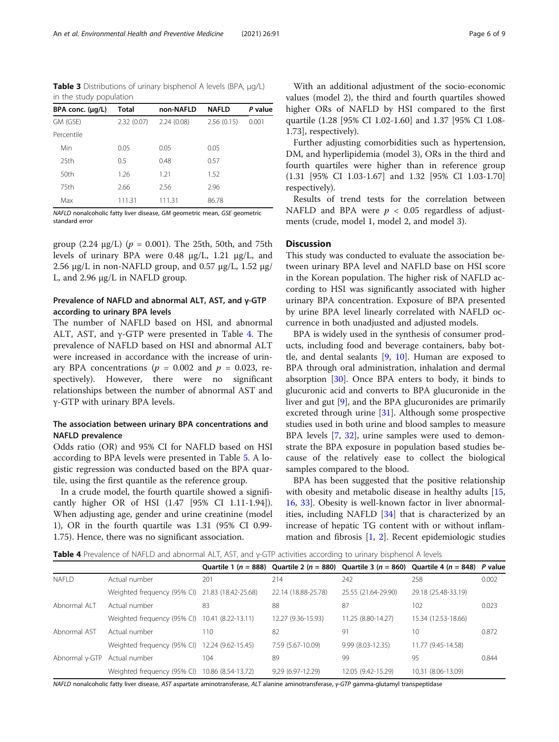**Table 3** Distributions of urinary bisphenol A levels (BPA, μg/L) in the study population

| BPA conc. (μg/L) | Total | non-NAFLD | NAFLD | P value |
|---|---|---|---|---|
| GM (GSE) | 2.32 (0.07) | 2.24 (0.08) | 2.56 (0.15) | 0.001 |
| Percentile | | | | |
| Min | 0.05 | 0.05 | 0.05 | |
| 25th | 0.5 | 0.48 | 0.57 | |
| 50th | 1.26 | 1.21 | 1.52 | |
| 75th | 2.66 | 2.56 | 2.96 | |
| Max | 111.31 | 111.31 | 86.78 | |

*NAFLD* nonalcoholic fatty liver disease, *GM* geometric mean, *GSE* geometric standard error

group (2.24 μg/L) ($p$ = 0.001). The 25th, 50th, and 75th levels of urinary BPA were 0.48 μg/L, 1.21 μg/L, and 2.56 μg/L in non-NAFLD group, and 0.57 μg/L, 1.52 μg/L, and 2.96 μg/L in NAFLD group.

### Prevalence of NAFLD and abnormal ALT, AST, and γ-GTP according to urinary BPA levels

The number of NAFLD based on HSI, and abnormal ALT, AST, and γ-GTP were presented in Table 4. The prevalence of NAFLD based on HSI and abnormal ALT were increased in accordance with the increase of urinary BPA concentrations ($p$ = 0.002 and $p$ = 0.023, respectively). However, there were no significant relationships between the number of abnormal AST and γ-GTP with urinary BPA levels.

### The association between urinary BPA concentrations and NAFLD prevalence

Odds ratio (OR) and 95% CI for NAFLD based on HSI according to BPA levels were presented in Table 5. A logistic regression was conducted based on the BPA quartile, using the first quantile as the reference group.

In a crude model, the fourth quartile showed a significantly higher OR of HSI (1.47 [95% CI 1.11-1.94]). When adjusting age, gender and urine creatinine (model 1), OR in the fourth quartile was 1.31 (95% CI 0.99-1.75). Hence, there was no significant association.

With an additional adjustment of the socio-economic values (model 2), the third and fourth quartiles showed higher ORs of NAFLD by HSI compared to the first quartile (1.28 [95% CI 1.02-1.60] and 1.37 [95% CI 1.08-1.73], respectively).

Further adjusting comorbidities such as hypertension, DM, and hyperlipidemia (model 3), ORs in the third and fourth quartiles were higher than in reference group (1.31 [95% CI 1.03-1.67] and 1.32 [95% CI 1.03-1.70] respectively).

Results of trend tests for the correlation between NAFLD and BPA were $p$ < 0.05 regardless of adjustments (crude, model 1, model 2, and model 3).

## Discussion

This study was conducted to evaluate the association between urinary BPA level and NAFLD base on HSI score in the Korean population. The higher risk of NAFLD according to HSI was significantly associated with higher urinary BPA concentration. Exposure of BPA presented by urine BPA level linearly correlated with NAFLD occurrence in both unadjusted and adjusted models.

BPA is widely used in the synthesis of consumer products, including food and beverage containers, baby bottle, and dental sealants [9, 10]. Human are exposed to BPA through oral administration, inhalation and dermal absorption [30]. Once BPA enters to body, it binds to glucuronic acid and converts to BPA glucuronide in the liver and gut [9], and the BPA glucuronides are primarily excreted through urine [31]. Although some prospective studies used in both urine and blood samples to measure BPA levels [7, 32], urine samples were used to demonstrate the BPA exposure in population based studies because of the relatively ease to collect the biological samples compared to the blood.

BPA has been suggested that the positive relationship with obesity and metabolic disease in healthy adults [15, 16, 33]. Obesity is well-known factor in liver abnormalities, including NAFLD [34] that is characterized by an increase of hepatic TG content with or without inflammation and fibrosis [1, 2]. Recent epidemiologic studies

**Table 4** Prevalence of NAFLD and abnormal ALT, AST, and γ-GTP activities according to urinary bisphenol A levels

| | | Quartile 1 (n = 888) | Quartile 2 (n = 880) | Quartile 3 (n = 860) | Quartile 4 (n = 848) | P value |
|---|---|---|---|---|---|---|
| NAFLD | Actual number | 201 | 214 | 242 | 258 | 0.002 |
| | Weighted frequency (95% CI) | 21.83 (18.42-25.68) | 22.14 (18.88-25.78) | 25.55 (21.64-29.90) | 29.18 (25.48-33.19) | |
| Abnormal ALT | Actual number | 83 | 88 | 87 | 102 | 0.023 |
| | Weighted frequency (95% CI) | 10.41 (8.22-13.11) | 12.27 (9.36-15.93) | 11.25 (8.80-14.27) | 15.34 (12.53-18.66) | |
| Abnormal AST | Actual number | 110 | 82 | 91 | 10 | 0.872 |
| | Weighted frequency (95% CI) | 12.24 (9.62-15.45) | 7.59 (5.67-10.09) | 9.99 (8.03-12.35) | 11.77 (9.45-14.58) | |
| Abnormal γ-GTP | Actual number | 104 | 89 | 99 | 95 | 0.844 |
| | Weighted frequency (95% CI) | 10.86 (8.54-13.72) | 9.29 (6.97-12.29) | 12.05 (9.42-15.29) | 10.31 (8.06-13.09) | |

*NAFLD* nonalcoholic fatty liver disease, *AST* aspartate aminotransferase, *ALT* alanine aminotransferase, *γ-GTP* gamma-glutamyl transpeptidase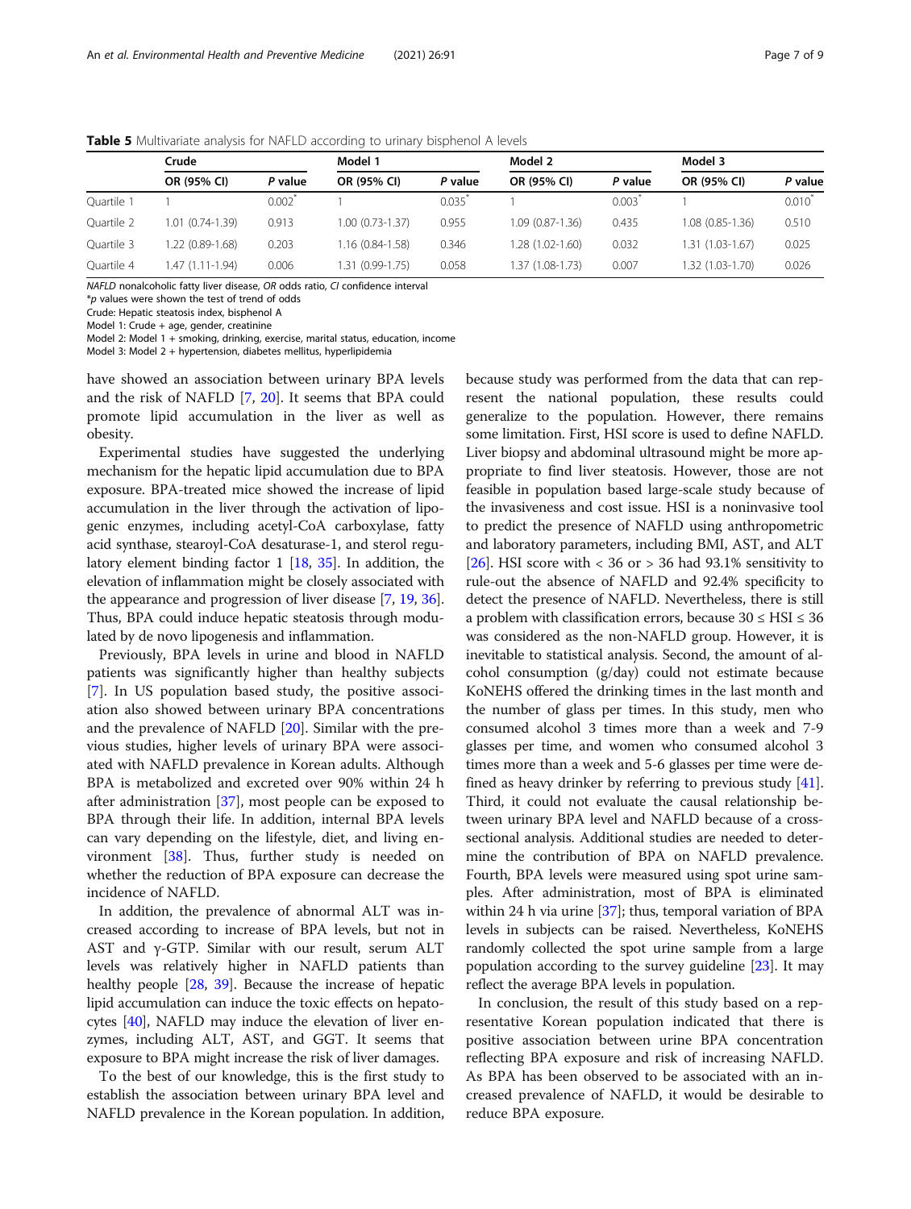**Table 5** Multivariate analysis for NAFLD according to urinary bisphenol A levels

| | Crude | | Model 1 | | Model 2 | | Model 3 | |
|---|---|---|---|---|---|---|---|---|
| | OR (95% CI) | P value | OR (95% CI) | P value | OR (95% CI) | P value | OR (95% CI) | P value |
| Quartile 1 | 1 | 0.002* | 1 | 0.035* | 1 | 0.003* | 1 | 0.010* |
| Quartile 2 | 1.01 (0.74-1.39) | 0.913 | 1.00 (0.73-1.37) | 0.955 | 1.09 (0.87-1.36) | 0.435 | 1.08 (0.85-1.36) | 0.510 |
| Quartile 3 | 1.22 (0.89-1.68) | 0.203 | 1.16 (0.84-1.58) | 0.346 | 1.28 (1.02-1.60) | 0.032 | 1.31 (1.03-1.67) | 0.025 |
| Quartile 4 | 1.47 (1.11-1.94) | 0.006 | 1.31 (0.99-1.75) | 0.058 | 1.37 (1.08-1.73) | 0.007 | 1.32 (1.03-1.70) | 0.026 |

*NAFLD* nonalcoholic fatty liver disease, *OR* odds ratio, *CI* confidence interval
*p values were shown the test of trend of odds
Crude: Hepatic steatosis index, bisphenol A
Model 1: Crude + age, gender, creatinine
Model 2: Model 1 + smoking, drinking, exercise, marital status, education, income
Model 3: Model 2 + hypertension, diabetes mellitus, hyperlipidemia

have showed an association between urinary BPA levels and the risk of NAFLD [7, 20]. It seems that BPA could promote lipid accumulation in the liver as well as obesity.

Experimental studies have suggested the underlying mechanism for the hepatic lipid accumulation due to BPA exposure. BPA-treated mice showed the increase of lipid accumulation in the liver through the activation of lipogenic enzymes, including acetyl-CoA carboxylase, fatty acid synthase, stearoyl-CoA desaturase-1, and sterol regulatory element binding factor 1 [18, 35]. In addition, the elevation of inflammation might be closely associated with the appearance and progression of liver disease [7, 19, 36]. Thus, BPA could induce hepatic steatosis through modulated by de novo lipogenesis and inflammation.

Previously, BPA levels in urine and blood in NAFLD patients was significantly higher than healthy subjects [7]. In US population based study, the positive association also showed between urinary BPA concentrations and the prevalence of NAFLD [20]. Similar with the previous studies, higher levels of urinary BPA were associated with NAFLD prevalence in Korean adults. Although BPA is metabolized and excreted over 90% within 24 h after administration [37], most people can be exposed to BPA through their life. In addition, internal BPA levels can vary depending on the lifestyle, diet, and living environment [38]. Thus, further study is needed on whether the reduction of BPA exposure can decrease the incidence of NAFLD.

In addition, the prevalence of abnormal ALT was increased according to increase of BPA levels, but not in AST and γ-GTP. Similar with our result, serum ALT levels was relatively higher in NAFLD patients than healthy people [28, 39]. Because the increase of hepatic lipid accumulation can induce the toxic effects on hepatocytes [40], NAFLD may induce the elevation of liver enzymes, including ALT, AST, and GGT. It seems that exposure to BPA might increase the risk of liver damages.

To the best of our knowledge, this is the first study to establish the association between urinary BPA level and NAFLD prevalence in the Korean population. In addition, because study was performed from the data that can represent the national population, these results could generalize to the population. However, there remains some limitation. First, HSI score is used to define NAFLD. Liver biopsy and abdominal ultrasound might be more appropriate to find liver steatosis. However, those are not feasible in population based large-scale study because of the invasiveness and cost issue. HSI is a noninvasive tool to predict the presence of NAFLD using anthropometric and laboratory parameters, including BMI, AST, and ALT [26]. HSI score with < 36 or > 36 had 93.1% sensitivity to rule-out the absence of NAFLD and 92.4% specificity to detect the presence of NAFLD. Nevertheless, there is still a problem with classification errors, because 30 ≤ HSI ≤ 36 was considered as the non-NAFLD group. However, it is inevitable to statistical analysis. Second, the amount of alcohol consumption (g/day) could not estimate because KoNEHS offered the drinking times in the last month and the number of glass per times. In this study, men who consumed alcohol 3 times more than a week and 7-9 glasses per time, and women who consumed alcohol 3 times more than a week and 5-6 glasses per time were defined as heavy drinker by referring to previous study [41]. Third, it could not evaluate the causal relationship between urinary BPA level and NAFLD because of a cross-sectional analysis. Additional studies are needed to determine the contribution of BPA on NAFLD prevalence. Fourth, BPA levels were measured using spot urine samples. After administration, most of BPA is eliminated within 24 h via urine [37]; thus, temporal variation of BPA levels in subjects can be raised. Nevertheless, KoNEHS randomly collected the spot urine sample from a large population according to the survey guideline [23]. It may reflect the average BPA levels in population.

In conclusion, the result of this study based on a representative Korean population indicated that there is positive association between urine BPA concentration reflecting BPA exposure and risk of increasing NAFLD. As BPA has been observed to be associated with an increased prevalence of NAFLD, it would be desirable to reduce BPA exposure.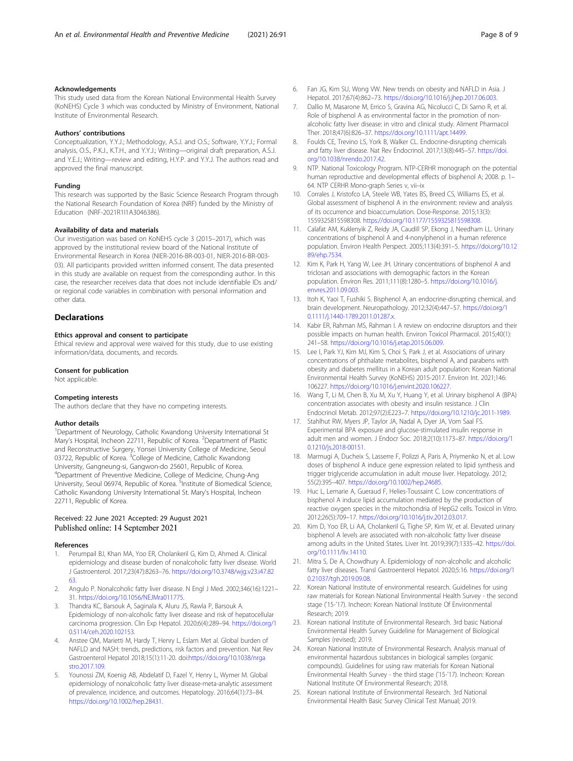### Acknowledgements

This study used data from the Korean National Environmental Health Survey (KoNEHS) Cycle 3 which was conducted by Ministry of Environment, National Institute of Environmental Research.

### Authors' contributions

Conceptualization, Y.Y.J.; Methodology, A.S.J. and O.S.; Software, Y.Y.J.; Formal analysis, O.S., P.K.J., K.T.H., and Y.Y.J.; Writing—original draft preparation, A.S.J. and Y.E.J.; Writing—review and editing, H.Y.P. and Y.Y.J. The authors read and approved the final manuscript.

### Funding

This research was supported by the Basic Science Research Program through the National Research Foundation of Korea (NRF) funded by the Ministry of Education (NRF-2021R1I1A3046386).

### Availability of data and materials

Our investigation was based on KoNEHS cycle 3 (2015–2017), which was approved by the institutional review board of the National Institute of Environmental Research in Korea (NIER-2016-BR-003-01, NIER-2016-BR-003-03). All participants provided written informed consent. The data presented in this study are available on request from the corresponding author. In this case, the researcher receives data that does not include identifiable IDs and/or regional code variables in combination with personal information and other data.

## Declarations

### Ethics approval and consent to participate

Ethical review and approval were waived for this study, due to use existing information/data, documents, and records.

### Consent for publication

Not applicable.

### Competing interests

The authors declare that they have no competing interests.

### Author details

[1]Department of Neurology, Catholic Kwandong University International St Mary's Hospital, Incheon 22711, Republic of Korea. [2]Department of Plastic and Reconstructive Surgery, Yonsei University College of Medicine, Seoul 03722, Republic of Korea. [3]College of Medicine, Catholic Kwandong University, Gangneung-si, Gangwon-do 25601, Republic of Korea. [4]Department of Preventive Medicine, College of Medicine, Chung-Ang University, Seoul 06974, Republic of Korea. [5]Institute of Biomedical Science, Catholic Kwandong University International St. Mary's Hospital, Incheon 22711, Republic of Korea.

Received: 22 June 2021 Accepted: 29 August 2021
Published online: 14 September 2021

### References

1. Perumpail BJ, Khan MA, Yoo ER, Cholankeril G, Kim D, Ahmed A. Clinical epidemiology and disease burden of nonalcoholic fatty liver disease. World J Gastroenterol. 2017;23(47):8263–76. https://doi.org/10.3748/wjg.v23.i47.8263.
2. Angulo P. Nonalcoholic fatty liver disease. N Engl J Med. 2002;346(16):1221–31. https://doi.org/10.1056/NEJMra011775.
3. Thandra KC, Barsouk A, Saginala K, Aluru JS, Rawla P, Barsouk A. Epidemiology of non-alcoholic fatty liver disease and risk of hepatocellular carcinoma progression. Clin Exp Hepatol. 2020;6(4):289–94. https://doi.org/10.5114/ceh.2020.102153.
4. Anstee QM, Marietti M, Hardy T, Henry L, Eslam Met al. Global burden of NAFLD and NASH: trends, predictions, risk factors and prevention. Nat Rev Gastroenterol Hepatol 2018;15(1):11-20. doi:https://doi.org/10.1038/nrgastro.2017.109.
5. Younossi ZM, Koenig AB, Abdelatif D, Fazel Y, Henry L, Wymer M. Global epidemiology of nonalcoholic fatty liver disease-meta-analytic assessment of prevalence, incidence, and outcomes. Hepatology. 2016;64(1):73–84. https://doi.org/10.1002/hep.28431.
6. Fan JG, Kim SU, Wong VW. New trends on obesity and NAFLD in Asia. J Hepatol. 2017;67(4):862–73. https://doi.org/10.1016/j.jhep.2017.06.003.
7. Dallio M, Masarone M, Errico S, Gravina AG, Nicolucci C, Di Sarno R, et al. Role of bisphenol A as environmental factor in the promotion of non-alcoholic fatty liver disease: in vitro and clinical study. Aliment Pharmacol Ther. 2018;47(6):826–37. https://doi.org/10.1111/apt.14499.
8. Foulds CE, Trevino LS, York B, Walker CL. Endocrine-disrupting chemicals and fatty liver disease. Nat Rev Endocrinol. 2017;13(8):445–57. https://doi.org/10.1038/nrendo.2017.42.
9. NTP. National Toxicology Program. NTP-CERHR monograph on the potential human reproductive and developmental effects of bisphenol A; 2008. p. 1–64. NTP CERHR Mono-graph Series v, vii–ix
10. Corrales J, Kristofco LA, Steele WB, Yates BS, Breed CS, Williams ES, et al. Global assessment of bisphenol A in the environment: review and analysis of its occurrence and bioaccumulation. Dose-Response. 2015;13(3):1559325815598308. https://doi.org/10.1177/1559325815598308.
11. Calafat AM, Kuklenyik Z, Reidy JA, Caudill SP, Ekong J, Needham LL. Urinary concentrations of bisphenol A and 4-nonylphenol in a human reference population. Environ Health Perspect. 2005;113(4):391–5. https://doi.org/10.1289/ehp.7534.
12. Kim K, Park H, Yang W, Lee JH. Urinary concentrations of bisphenol A and triclosan and associations with demographic factors in the Korean population. Environ Res. 2011;111(8):1280–5. https://doi.org/10.1016/j.envres.2011.09.003.
13. Itoh K, Yaoi T, Fushiki S. Bisphenol A, an endocrine-disrupting chemical, and brain development. Neuropathology. 2012;32(4):447–57. https://doi.org/10.1111/j.1440-1789.2011.01287.x.
14. Kabir ER, Rahman MS, Rahman I. A review on endocrine disruptors and their possible impacts on human health. Environ Toxicol Pharmacol. 2015;40(1):241–58. https://doi.org/10.1016/j.etap.2015.06.009.
15. Lee I, Park YJ, Kim MJ, Kim S, Choi S, Park J, et al. Associations of urinary concentrations of phthalate metabolites, bisphenol A, and parabens with obesity and diabetes mellitus in a Korean adult population: Korean National Environmental Health Survey (KoNEHS) 2015-2017. Environ Int. 2021;146:106227. https://doi.org/10.1016/j.envint.2020.106227.
16. Wang T, Li M, Chen B, Xu M, Xu Y, Huang Y, et al. Urinary bisphenol A (BPA) concentration associates with obesity and insulin resistance. J Clin Endocrinol Metab. 2012;97(2):E223–7. https://doi.org/10.1210/jc.2011-1989.
17. Stahlhut RW, Myers JP, Taylor JA, Nadal A, Dyer JA, Vom Saal FS. Experimental BPA exposure and glucose-stimulated insulin response in adult men and women. J Endocr Soc. 2018;2(10):1173–87. https://doi.org/10.1210/js.2018-00151.
18. Marmugi A, Ducheix S, Lasserre F, Polizzi A, Paris A, Priymenko N, et al. Low doses of bisphenol A induce gene expression related to lipid synthesis and trigger triglyceride accumulation in adult mouse liver. Hepatology. 2012;55(2):395–407. https://doi.org/10.1002/hep.24685.
19. Huc L, Lemarie A, Gueraud F, Helies-Toussaint C. Low concentrations of bisphenol A induce lipid accumulation mediated by the production of reactive oxygen species in the mitochondria of HepG2 cells. Toxicol in Vitro. 2012;26(5):709–17. https://doi.org/10.1016/j.tiv.2012.03.017.
20. Kim D, Yoo ER, Li AA, Cholankeril G, Tighe SP, Kim W, et al. Elevated urinary bisphenol A levels are associated with non-alcoholic fatty liver disease among adults in the United States. Liver Int. 2019;39(7):1335–42. https://doi.org/10.1111/liv.14110.
21. Mitra S, De A, Chowdhury A. Epidemiology of non-alcoholic and alcoholic fatty liver diseases. Transl Gastroenterol Hepatol. 2020;5:16. https://doi.org/10.21037/tgh.2019.09.08.
22. Korean National Institute of environmental research. Guidelines for using raw materials for Korean National Environmental Health Survey - the second stage ('15-'17). Incheon: Korean National Institute Of Environmental Research; 2019.
23. Korean national Institute of Environmental Research. 3rd basic National Environmental Health Survey Guideline for Management of Biological Samples (revised); 2019.
24. Korean National Institute of Environmental Research. Analysis manual of environmental hazardous substances in biological samples (organic compounds). Guidelines for using raw materials for Korean National Environmental Health Survey - the third stage ('15-'17). Incheon: Korean National Institute Of Environmental Research; 2018.
25. Korean national Institute of Environmental Research. 3rd National Environmental Health Basic Survey Clinical Test Manual; 2019.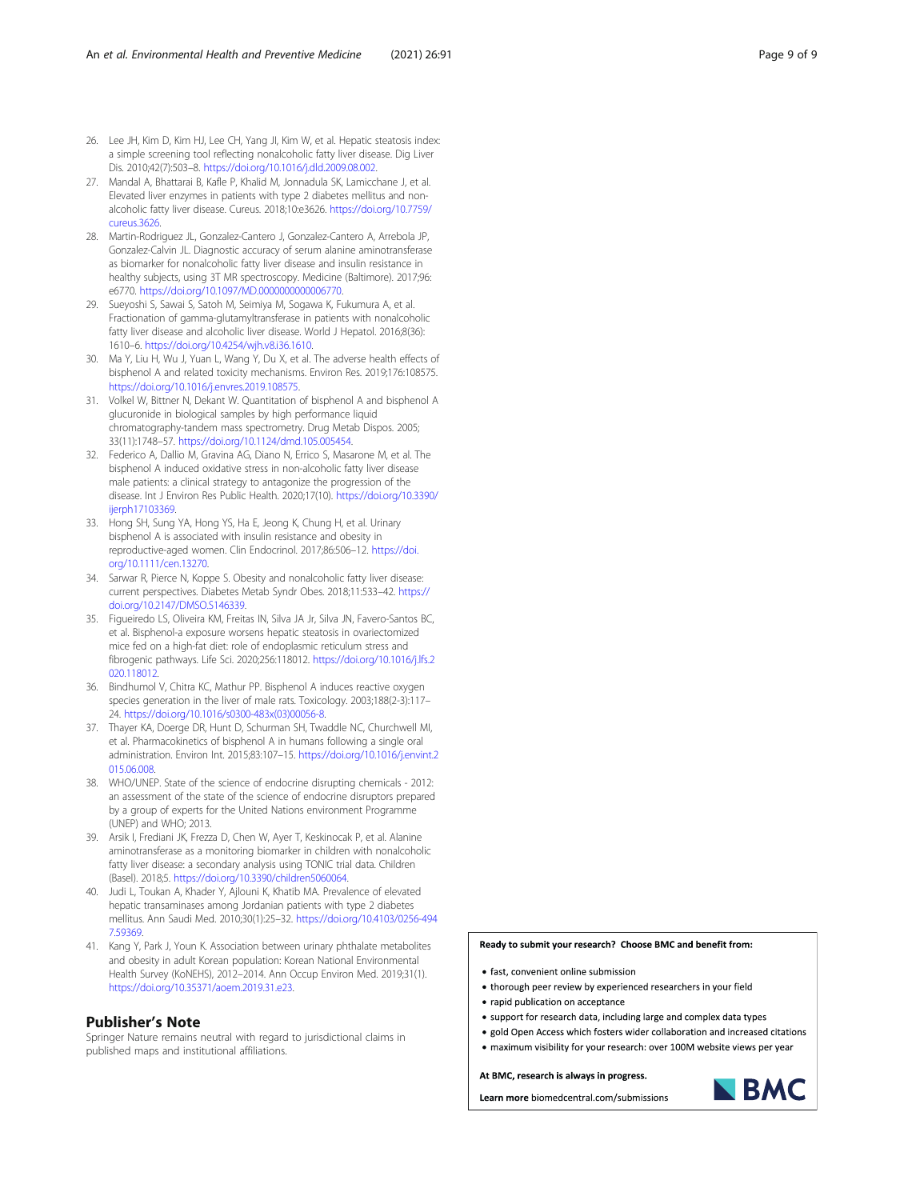26. Lee JH, Kim D, Kim HJ, Lee CH, Yang JI, Kim W, et al. Hepatic steatosis index: a simple screening tool reflecting nonalcoholic fatty liver disease. Dig Liver Dis. 2010;42(7):503–8. https://doi.org/10.1016/j.dld.2009.08.002.
27. Mandal A, Bhattarai B, Kafle P, Khalid M, Jonnadula SK, Lamicchane J, et al. Elevated liver enzymes in patients with type 2 diabetes mellitus and non-alcoholic fatty liver disease. Cureus. 2018;10:e3626. https://doi.org/10.7759/cureus.3626.
28. Martin-Rodriguez JL, Gonzalez-Cantero J, Gonzalez-Cantero A, Arrebola JP, Gonzalez-Calvin JL. Diagnostic accuracy of serum alanine aminotransferase as biomarker for nonalcoholic fatty liver disease and insulin resistance in healthy subjects, using 3T MR spectroscopy. Medicine (Baltimore). 2017;96:e6770. https://doi.org/10.1097/MD.0000000000006770.
29. Sueyoshi S, Sawai S, Satoh M, Seimiya M, Sogawa K, Fukumura A, et al. Fractionation of gamma-glutamyltransferase in patients with nonalcoholic fatty liver disease and alcoholic liver disease. World J Hepatol. 2016;8(36):1610–6. https://doi.org/10.4254/wjh.v8.i36.1610.
30. Ma Y, Liu H, Wu J, Yuan L, Wang Y, Du X, et al. The adverse health effects of bisphenol A and related toxicity mechanisms. Environ Res. 2019;176:108575. https://doi.org/10.1016/j.envres.2019.108575.
31. Volkel W, Bittner N, Dekant W. Quantitation of bisphenol A and bisphenol A glucuronide in biological samples by high performance liquid chromatography-tandem mass spectrometry. Drug Metab Dispos. 2005;33(11):1748–57. https://doi.org/10.1124/dmd.105.005454.
32. Federico A, Dallio M, Gravina AG, Diano N, Errico S, Masarone M, et al. The bisphenol A induced oxidative stress in non-alcoholic fatty liver disease male patients: a clinical strategy to antagonize the progression of the disease. Int J Environ Res Public Health. 2020;17(10). https://doi.org/10.3390/ijerph17103369.
33. Hong SH, Sung YA, Hong YS, Ha E, Jeong K, Chung H, et al. Urinary bisphenol A is associated with insulin resistance and obesity in reproductive-aged women. Clin Endocrinol. 2017;86:506–12. https://doi.org/10.1111/cen.13270.
34. Sarwar R, Pierce N, Koppe S. Obesity and nonalcoholic fatty liver disease: current perspectives. Diabetes Metab Syndr Obes. 2018;11:533–42. https://doi.org/10.2147/DMSO.S146339.
35. Figueiredo LS, Oliveira KM, Freitas IN, Silva JA Jr, Silva JN, Favero-Santos BC, et al. Bisphenol-a exposure worsens hepatic steatosis in ovariectomized mice fed on a high-fat diet: role of endoplasmic reticulum stress and fibrogenic pathways. Life Sci. 2020;256:118012. https://doi.org/10.1016/j.lfs.2020.118012.
36. Bindhumol V, Chitra KC, Mathur PP. Bisphenol A induces reactive oxygen species generation in the liver of male rats. Toxicology. 2003;188(2-3):117–24. https://doi.org/10.1016/s0300-483x(03)00056-8.
37. Thayer KA, Doerge DR, Hunt D, Schurman SH, Twaddle NC, Churchwell MI, et al. Pharmacokinetics of bisphenol A in humans following a single oral administration. Environ Int. 2015;83:107–15. https://doi.org/10.1016/j.envint.2015.06.008.
38. WHO/UNEP. State of the science of endocrine disrupting chemicals - 2012: an assessment of the state of the science of endocrine disruptors prepared by a group of experts for the United Nations environment Programme (UNEP) and WHO; 2013.
39. Arsik I, Frediani JK, Frezza D, Chen W, Ayer T, Keskinocak P, et al. Alanine aminotransferase as a monitoring biomarker in children with nonalcoholic fatty liver disease: a secondary analysis using TONIC trial data. Children (Basel). 2018;5. https://doi.org/10.3390/children5060064.
40. Judi L, Toukan A, Khader Y, Ajlouni K, Khatib MA. Prevalence of elevated hepatic transaminases among Jordanian patients with type 2 diabetes mellitus. Ann Saudi Med. 2010;30(1):25–32. https://doi.org/10.4103/0256-4947.59369.
41. Kang Y, Park J, Youn K. Association between urinary phthalate metabolites and obesity in adult Korean population: Korean National Environmental Health Survey (KoNEHS), 2012–2014. Ann Occup Environ Med. 2019;31(1). https://doi.org/10.35371/aoem.2019.31.e23.

## Publisher's Note

Springer Nature remains neutral with regard to jurisdictional claims in published maps and institutional affiliations.

**Ready to submit your research? Choose BMC and benefit from:**

- fast, convenient online submission
- thorough peer review by experienced researchers in your field
- rapid publication on acceptance
- support for research data, including large and complex data types
- gold Open Access which fosters wider collaboration and increased citations
- maximum visibility for your research: over 100M website views per year

**At BMC, research is always in progress.**

**Learn more** biomedcentral.com/submissions

BMC